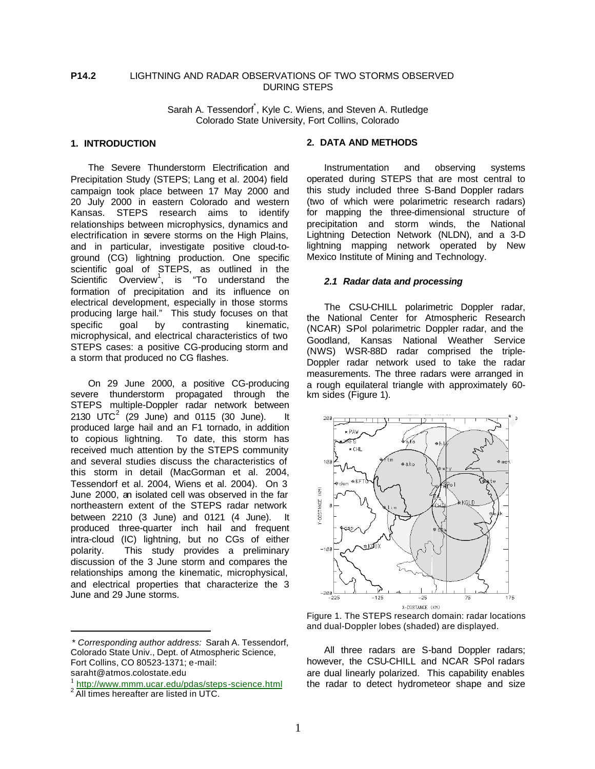**P14.2** LIGHTNING AND RADAR OBSERVATIONS OF TWO STORMS OBSERVED DURING STEPS

Sarah A. Tessendorf*, Kyle C. Wiens, and Steven A. Rutledge
Colorado State University, Fort Collins, Colorado

## 1. INTRODUCTION

The Severe Thunderstorm Electrification and Precipitation Study (STEPS; Lang et al. 2004) field campaign took place between 17 May 2000 and 20 July 2000 in eastern Colorado and western Kansas. STEPS research aims to identify relationships between microphysics, dynamics and electrification in severe storms on the High Plains, and in particular, investigate positive cloud-to-ground (CG) lightning production. One specific scientific goal of STEPS, as outlined in the Scientific Overview[1], is "To understand the formation of precipitation and its influence on electrical development, especially in those storms producing large hail." This study focuses on that specific goal by contrasting kinematic, microphysical, and electrical characteristics of two STEPS cases: a positive CG-producing storm and a storm that produced no CG flashes.

On 29 June 2000, a positive CG-producing severe thunderstorm propagated through the STEPS multiple-Doppler radar network between 2130 UTC[2] (29 June) and 0115 (30 June). It produced large hail and an F1 tornado, in addition to copious lightning. To date, this storm has received much attention by the STEPS community and several studies discuss the characteristics of this storm in detail (MacGorman et al. 2004, Tessendorf et al. 2004, Wiens et al. 2004). On 3 June 2000, an isolated cell was observed in the far northeastern extent of the STEPS radar network between 2210 (3 June) and 0121 (4 June). It produced three-quarter inch hail and frequent intra-cloud (IC) lightning, but no CGs of either polarity. This study provides a preliminary discussion of the 3 June storm and compares the relationships among the kinematic, microphysical, and electrical properties that characterize the 3 June and 29 June storms.

## 2. DATA AND METHODS

Instrumentation and observing systems operated during STEPS that are most central to this study included three S-Band Doppler radars (two of which were polarimetric research radars) for mapping the three-dimensional structure of precipitation and storm winds, the National Lightning Detection Network (NLDN), and a 3-D lightning mapping network operated by New Mexico Institute of Mining and Technology.

### *2.1 Radar data and processing*

The CSU-CHILL polarimetric Doppler radar, the National Center for Atmospheric Research (NCAR) S-Pol polarimetric Doppler radar, and the Goodland, Kansas National Weather Service (NWS) WSR-88D radar comprised the triple-Doppler radar network used to take the radar measurements. The three radars were arranged in a rough equilateral triangle with approximately 60-km sides (Figure 1).

Figure 1. The STEPS research domain: radar locations and dual-Doppler lobes (shaded) are displayed.

All three radars are S-band Doppler radars; however, the CSU-CHILL and NCAR S-Pol radars are dual linearly polarized. This capability enables the radar to detect hydrometeor shape and size

---

\* *Corresponding author address:* Sarah A. Tessendorf, Colorado State Univ., Dept. of Atmospheric Science, Fort Collins, CO 80523-1371; e-mail: saraht@atmos.colostate.edu

[1] http://www.mmm.ucar.edu/pdas/steps-science.html

[2] All times hereafter are listed in UTC.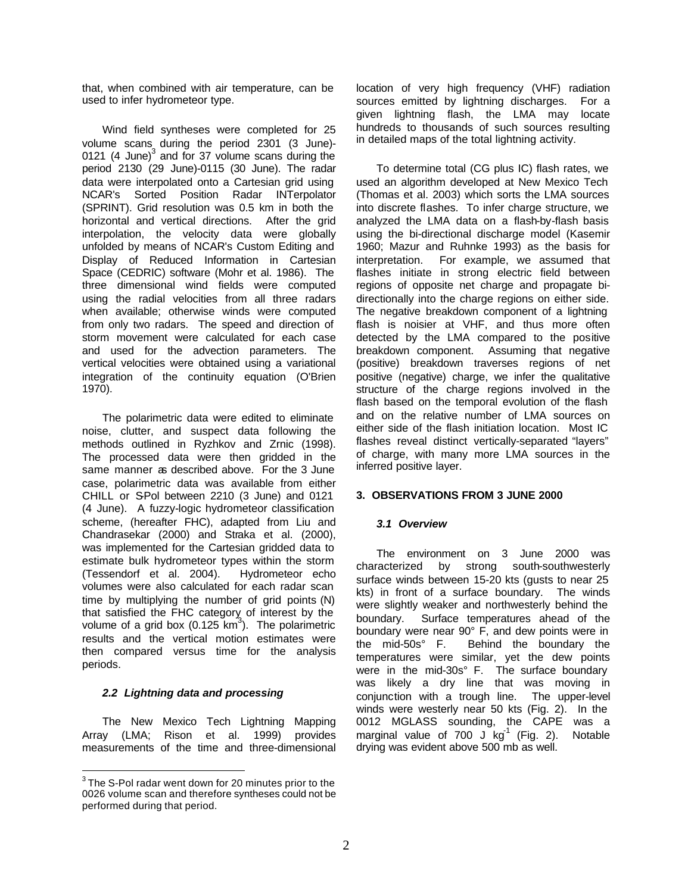that, when combined with air temperature, can be used to infer hydrometeor type.

Wind field syntheses were completed for 25 volume scans during the period 2301 (3 June)-0121 (4 June)[3] and for 37 volume scans during the period 2130 (29 June)-0115 (30 June). The radar data were interpolated onto a Cartesian grid using NCAR's Sorted Position Radar INTerpolator (SPRINT). Grid resolution was 0.5 km in both the horizontal and vertical directions. After the grid interpolation, the velocity data were globally unfolded by means of NCAR's Custom Editing and Display of Reduced Information in Cartesian Space (CEDRIC) software (Mohr et al. 1986). The three dimensional wind fields were computed using the radial velocities from all three radars when available; otherwise winds were computed from only two radars. The speed and direction of storm movement were calculated for each case and used for the advection parameters. The vertical velocities were obtained using a variational integration of the continuity equation (O'Brien 1970).

The polarimetric data were edited to eliminate noise, clutter, and suspect data following the methods outlined in Ryzhkov and Zrnic (1998). The processed data were then gridded in the same manner as described above. For the 3 June case, polarimetric data was available from either CHILL or S-Pol between 2210 (3 June) and 0121 (4 June). A fuzzy-logic hydrometeor classification scheme, (hereafter FHC), adapted from Liu and Chandrasekar (2000) and Straka et al. (2000), was implemented for the Cartesian gridded data to estimate bulk hydrometeor types within the storm (Tessendorf et al. 2004). Hydrometeor echo volumes were also calculated for each radar scan time by multiplying the number of grid points (N) that satisfied the FHC category of interest by the volume of a grid box (0.125 $km^3$). The polarimetric results and the vertical motion estimates were then compared versus time for the analysis periods.

### *2.2 Lightning data and processing*

The New Mexico Tech Lightning Mapping Array (LMA; Rison et al. 1999) provides measurements of the time and three-dimensional location of very high frequency (VHF) radiation sources emitted by lightning discharges. For a given lightning flash, the LMA may locate hundreds to thousands of such sources resulting in detailed maps of the total lightning activity.

To determine total (CG plus IC) flash rates, we used an algorithm developed at New Mexico Tech (Thomas et al. 2003) which sorts the LMA sources into discrete flashes. To infer charge structure, we analyzed the LMA data on a flash-by-flash basis using the bi-directional discharge model (Kasemir 1960; Mazur and Ruhnke 1993) as the basis for interpretation. For example, we assumed that flashes initiate in strong electric field between regions of opposite net charge and propagate bi-directionally into the charge regions on either side. The negative breakdown component of a lightning flash is noisier at VHF, and thus more often detected by the LMA compared to the positive breakdown component. Assuming that negative (positive) breakdown traverses regions of net positive (negative) charge, we infer the qualitative structure of the charge regions involved in the flash based on the temporal evolution of the flash and on the relative number of LMA sources on either side of the flash initiation location. Most IC flashes reveal distinct vertically-separated "layers" of charge, with many more LMA sources in the inferred positive layer.

## 3. OBSERVATIONS FROM 3 JUNE 2000

### *3.1 Overview*

The environment on 3 June 2000 was characterized by strong south-southwesterly surface winds between 15-20 kts (gusts to near 25 kts) in front of a surface boundary. The winds were slightly weaker and northwesterly behind the boundary. Surface temperatures ahead of the boundary were near 90° F, and dew points were in the mid-50s° F. Behind the boundary the temperatures were similar, yet the dew points were in the mid-30s° F. The surface boundary was likely a dry line that was moving in conjunction with a trough line. The upper-level winds were westerly near 50 kts (Fig. 2). In the 0012 MGLASS sounding, the CAPE was a marginal value of 700 J $kg^{-1}$ (Fig. 2). Notable drying was evident above 500 mb as well.

---

[3] The S-Pol radar went down for 20 minutes prior to the 0026 volume scan and therefore syntheses could not be performed during that period.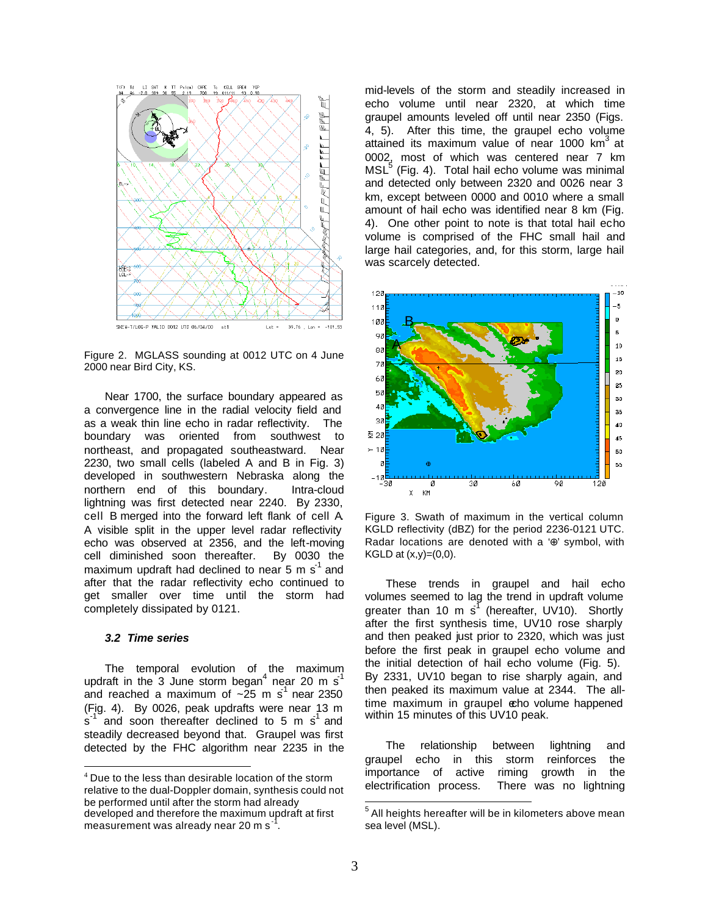Figure 2. MGLASS sounding at 0012 UTC on 4 June 2000 near Bird City, KS.

Near 1700, the surface boundary appeared as a convergence line in the radial velocity field and as a weak thin line echo in radar reflectivity. The boundary was oriented from southwest to northeast, and propagated southeastward. Near 2230, two small cells (labeled A and B in Fig. 3) developed in southwestern Nebraska along the northern end of this boundary. Intra-cloud lightning was first detected near 2240. By 2330, cell B merged into the forward left flank of cell A. A visible split in the upper level radar reflectivity echo was observed at 2356, and the left-moving cell diminished soon thereafter. By 0030 the maximum updraft had declined to near 5 m $s^{-1}$ and after that the radar reflectivity echo continued to get smaller over time until the storm had completely dissipated by 0121.

### *3.2 Time series*

The temporal evolution of the maximum updraft in the 3 June storm began[4] near 20 m $s^{-1}$ and reached a maximum of ~25 m $s^{-1}$ near 2350 (Fig. 4). By 0026, peak updrafts were near 13 m $s^{-1}$ and soon thereafter declined to 5 m $s^{-1}$ and steadily decreased beyond that. Graupel was first detected by the FHC algorithm near 2235 in the mid-levels of the storm and steadily increased in echo volume until near 2320, at which time graupel amounts leveled off until near 2350 (Figs. 4, 5). After this time, the graupel echo volume attained its maximum value of near 1000 $km^3$ at 0002, most of which was centered near 7 km MSL[5] (Fig. 4). Total hail echo volume was minimal and detected only between 2320 and 0026 near 3 km, except between 0000 and 0010 where a small amount of hail echo was identified near 8 km (Fig. 4). One other point to note is that total hail echo volume is comprised of the FHC small hail and large hail categories, and, for this storm, large hail was scarcely detected.

Figure 3. Swath of maximum in the vertical column KGLD reflectivity (dBZ) for the period 2236-0121 UTC. Radar locations are denoted with a '⊕' symbol, with KGLD at (x,y)=(0,0).

These trends in graupel and hail echo volumes seemed to lag the trend in updraft volume greater than 10 m $s^{-1}$ (hereafter, UV10). Shortly after the first synthesis time, UV10 rose sharply and then peaked just prior to 2320, which was just before the first peak in graupel echo volume and the initial detection of hail echo volume (Fig. 5). By 2331, UV10 began to rise sharply again, and then peaked its maximum value at 2344. The all-time maximum in graupel echo volume happened within 15 minutes of this UV10 peak.

The relationship between lightning and graupel echo in this storm reinforces the importance of active riming growth in the electrification process. There was no lightning

---

[4] Due to the less than desirable location of the storm relative to the dual-Doppler domain, synthesis could not be performed until after the storm had already developed and therefore the maximum updraft at first measurement was already near 20 m $s^{-1}$.

[5] All heights hereafter will be in kilometers above mean sea level (MSL).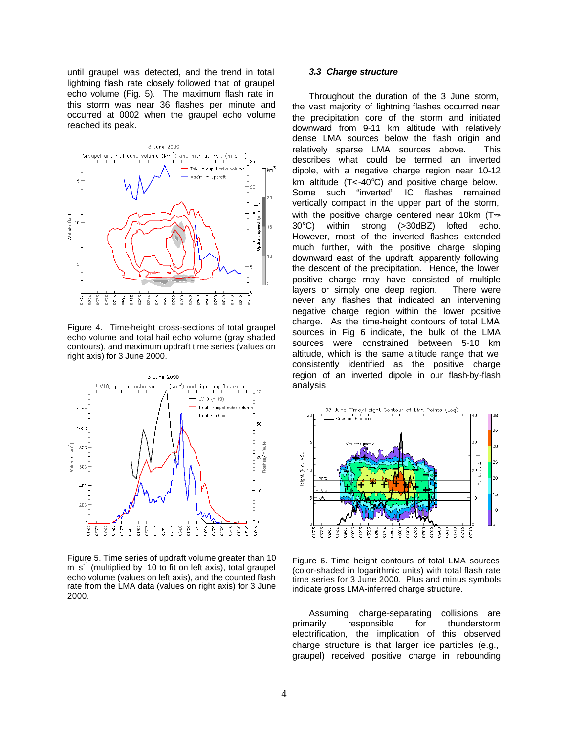until graupel was detected, and the trend in total lightning flash rate closely followed that of graupel echo volume (Fig. 5). The maximum flash rate in this storm was near 36 flashes per minute and occurred at 0002 when the graupel echo volume reached its peak.

Figure 4. Time-height cross-sections of total graupel echo volume and total hail echo volume (gray shaded contours), and maximum updraft time series (values on right axis) for 3 June 2000.

Figure 5. Time series of updraft volume greater than 10 m s$^{-1}$ (multiplied by 10 to fit on left axis), total graupel echo volume (values on left axis), and the counted flash rate from the LMA data (values on right axis) for 3 June 2000.

### *3.3 Charge structure*

Throughout the duration of the 3 June storm, the vast majority of lightning flashes occurred near the precipitation core of the storm and initiated downward from 9-11 km altitude with relatively dense LMA sources below the flash origin and relatively sparse LMA sources above. This describes what could be termed an inverted dipole, with a negative charge region near 10-12 km altitude (T<-40°C) and positive charge below. Some such "inverted" IC flashes remained vertically compact in the upper part of the storm, with the positive charge centered near 10km (T≈-30°C) within strong (>30dBZ) lofted echo. However, most of the inverted flashes extended much further, with the positive charge sloping downward east of the updraft, apparently following the descent of the precipitation. Hence, the lower positive charge may have consisted of multiple layers or simply one deep region. There were never any flashes that indicated an intervening negative charge region within the lower positive charge. As the time-height contours of total LMA sources in Fig 6 indicate, the bulk of the LMA sources were constrained between 5-10 km altitude, which is the same altitude range that we consistently identified as the positive charge region of an inverted dipole in our flash-by-flash analysis.

Figure 6. Time height contours of total LMA sources (color-shaded in logarithmic units) with total flash rate time series for 3 June 2000. Plus and minus symbols indicate gross LMA-inferred charge structure.

Assuming charge-separating collisions are primarily responsible for thunderstorm electrification, the implication of this observed charge structure is that larger ice particles (e.g., graupel) received positive charge in rebounding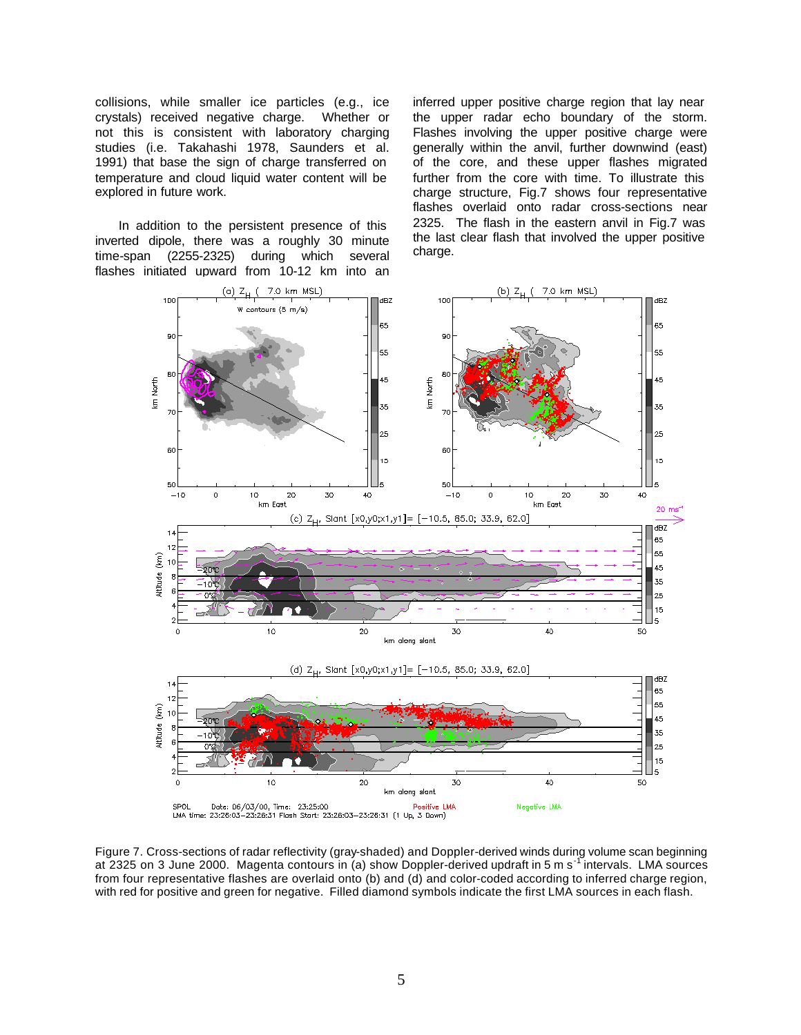collisions, while smaller ice particles (e.g., ice crystals) received negative charge. Whether or not this is consistent with laboratory charging studies (i.e. Takahashi 1978, Saunders et al. 1991) that base the sign of charge transferred on temperature and cloud liquid water content will be explored in future work.

In addition to the persistent presence of this inverted dipole, there was a roughly 30 minute time-span (2255-2325) during which several flashes initiated upward from 10-12 km into an inferred upper positive charge region that lay near the upper radar echo boundary of the storm. Flashes involving the upper positive charge were generally within the anvil, further downwind (east) of the core, and these upper flashes migrated further from the core with time. To illustrate this charge structure, Fig.7 shows four representative flashes overlaid onto radar cross-sections near 2325. The flash in the eastern anvil in Fig.7 was the last clear flash that involved the upper positive charge.

Figure 7. Cross-sections of radar reflectivity (gray-shaded) and Doppler-derived winds during volume scan beginning at 2325 on 3 June 2000. Magenta contours in (a) show Doppler-derived updraft in 5 m s$^{-1}$ intervals. LMA sources from four representative flashes are overlaid onto (b) and (d) and color-coded according to inferred charge region, with red for positive and green for negative. Filled diamond symbols indicate the first LMA sources in each flash.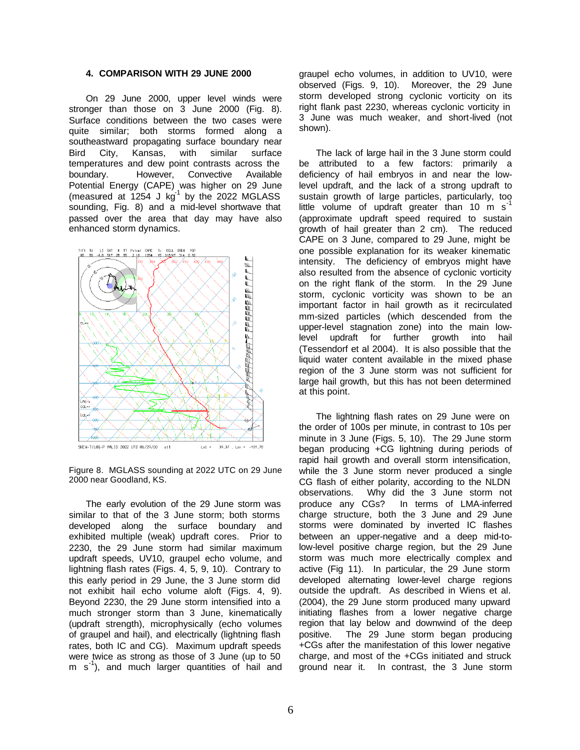### 4. COMPARISON WITH 29 JUNE 2000

On 29 June 2000, upper level winds were stronger than those on 3 June 2000 (Fig. 8). Surface conditions between the two cases were quite similar; both storms formed along a southeastward propagating surface boundary near Bird City, Kansas, with similar surface temperatures and dew point contrasts across the boundary. However, Convective Available Potential Energy (CAPE) was higher on 29 June (measured at 1254 J kg$^{-1}$ by the 2022 MGLASS sounding, Fig. 8) and a mid-level shortwave that passed over the area that day may have also enhanced storm dynamics.

Figure 8. MGLASS sounding at 2022 UTC on 29 June 2000 near Goodland, KS.

The early evolution of the 29 June storm was similar to that of the 3 June storm; both storms developed along the surface boundary and exhibited multiple (weak) updraft cores. Prior to 2230, the 29 June storm had similar maximum updraft speeds, UV10, graupel echo volume, and lightning flash rates (Figs. 4, 5, 9, 10). Contrary to this early period in 29 June, the 3 June storm did not exhibit hail echo volume aloft (Figs. 4, 9). Beyond 2230, the 29 June storm intensified into a much stronger storm than 3 June, kinematically (updraft strength), microphysically (echo volumes of graupel and hail), and electrically (lightning flash rates, both IC and CG). Maximum updraft speeds were twice as strong as those of 3 June (up to 50 m s$^{-1}$), and much larger quantities of hail and graupel echo volumes, in addition to UV10, were observed (Figs. 9, 10). Moreover, the 29 June storm developed strong cyclonic vorticity on its right flank past 2230, whereas cyclonic vorticity in 3 June was much weaker, and short-lived (not shown).

The lack of large hail in the 3 June storm could be attributed to a few factors: primarily a deficiency of hail embryos in and near the low-level updraft, and the lack of a strong updraft to sustain growth of large particles, particularly, too little volume of updraft greater than 10 m s$^{-1}$ (approximate updraft speed required to sustain growth of hail greater than 2 cm). The reduced CAPE on 3 June, compared to 29 June, might be one possible explanation for its weaker kinematic intensity. The deficiency of embryos might have also resulted from the absence of cyclonic vorticity on the right flank of the storm. In the 29 June storm, cyclonic vorticity was shown to be an important factor in hail growth as it recirculated mm-sized particles (which descended from the upper-level stagnation zone) into the main low-level updraft for further growth into hail (Tessendorf et al 2004). It is also possible that the liquid water content available in the mixed phase region of the 3 June storm was not sufficient for large hail growth, but this has not been determined at this point.

The lightning flash rates on 29 June were on the order of 100s per minute, in contrast to 10s per minute in 3 June (Figs. 5, 10). The 29 June storm began producing +CG lightning during periods of rapid hail growth and overall storm intensification, while the 3 June storm never produced a single CG flash of either polarity, according to the NLDN observations. Why did the 3 June storm not produce any CGs? In terms of LMA-inferred charge structure, both the 3 June and 29 June storms were dominated by inverted IC flashes between an upper-negative and a deep mid-to-low-level positive charge region, but the 29 June storm was much more electrically complex and active (Fig 11). In particular, the 29 June storm developed alternating lower-level charge regions outside the updraft. As described in Wiens et al. (2004), the 29 June storm produced many upward initiating flashes from a lower negative charge region that lay below and downwind of the deep positive. The 29 June storm began producing +CGs after the manifestation of this lower negative charge, and most of the +CGs initiated and struck ground near it. In contrast, the 3 June storm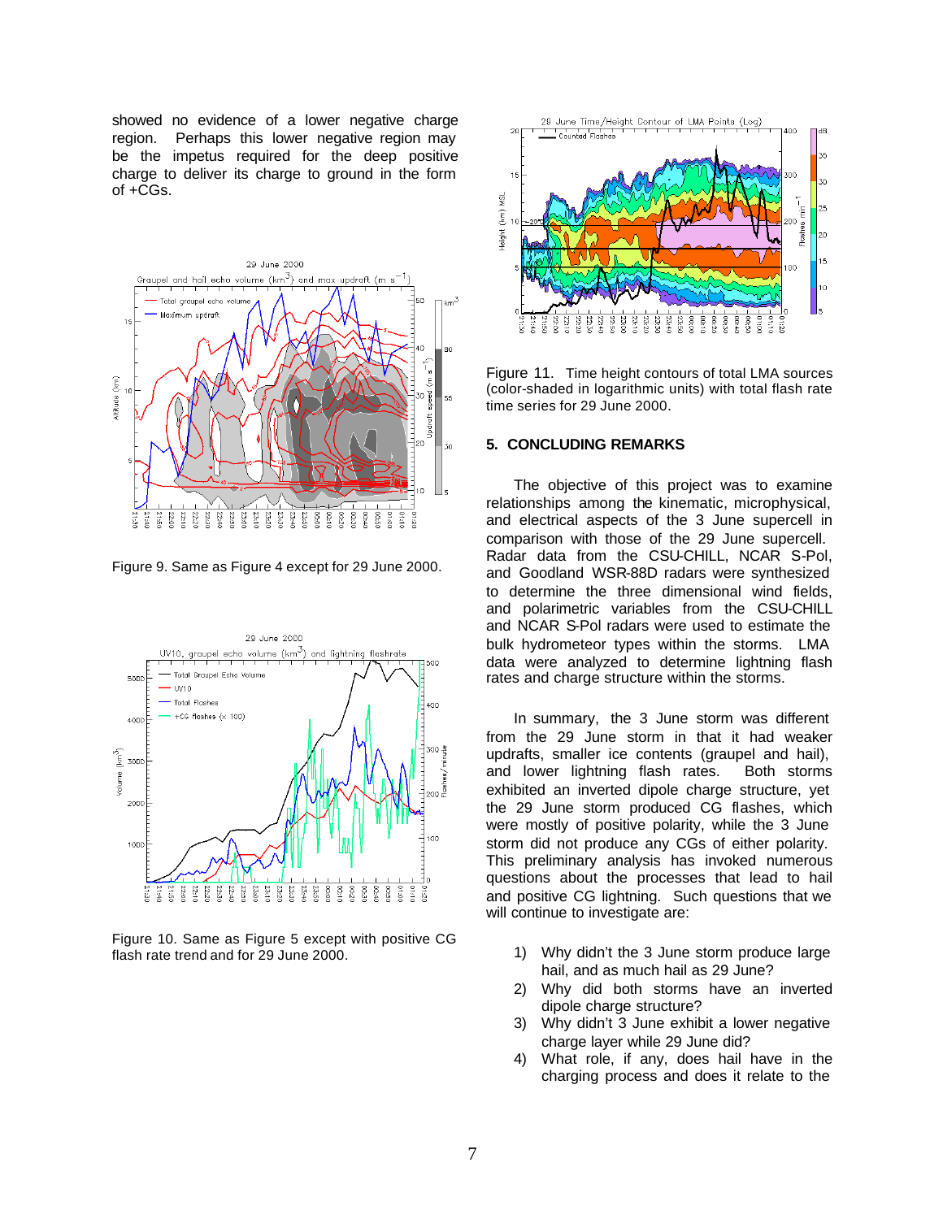showed no evidence of a lower negative charge region. Perhaps this lower negative region may be the impetus required for the deep positive charge to deliver its charge to ground in the form of +CGs.

Figure 9. Same as Figure 4 except for 29 June 2000.

Figure 10. Same as Figure 5 except with positive CG flash rate trend and for 29 June 2000.

Figure 11. Time height contours of total LMA sources (color-shaded in logarithmic units) with total flash rate time series for 29 June 2000.

## 5. CONCLUDING REMARKS

The objective of this project was to examine relationships among the kinematic, microphysical, and electrical aspects of the 3 June supercell in comparison with those of the 29 June supercell. Radar data from the CSU-CHILL, NCAR S-Pol, and Goodland WSR-88D radars were synthesized to determine the three dimensional wind fields, and polarimetric variables from the CSU-CHILL and NCAR S-Pol radars were used to estimate the bulk hydrometeor types within the storms. LMA data were analyzed to determine lightning flash rates and charge structure within the storms.

In summary, the 3 June storm was different from the 29 June storm in that it had weaker updrafts, smaller ice contents (graupel and hail), and lower lightning flash rates. Both storms exhibited an inverted dipole charge structure, yet the 29 June storm produced CG flashes, which were mostly of positive polarity, while the 3 June storm did not produce any CGs of either polarity. This preliminary analysis has invoked numerous questions about the processes that lead to hail and positive CG lightning. Such questions that we will continue to investigate are:

1) Why didn't the 3 June storm produce large hail, and as much hail as 29 June?
2) Why did both storms have an inverted dipole charge structure?
3) Why didn't 3 June exhibit a lower negative charge layer while 29 June did?
4) What role, if any, does hail have in the charging process and does it relate to the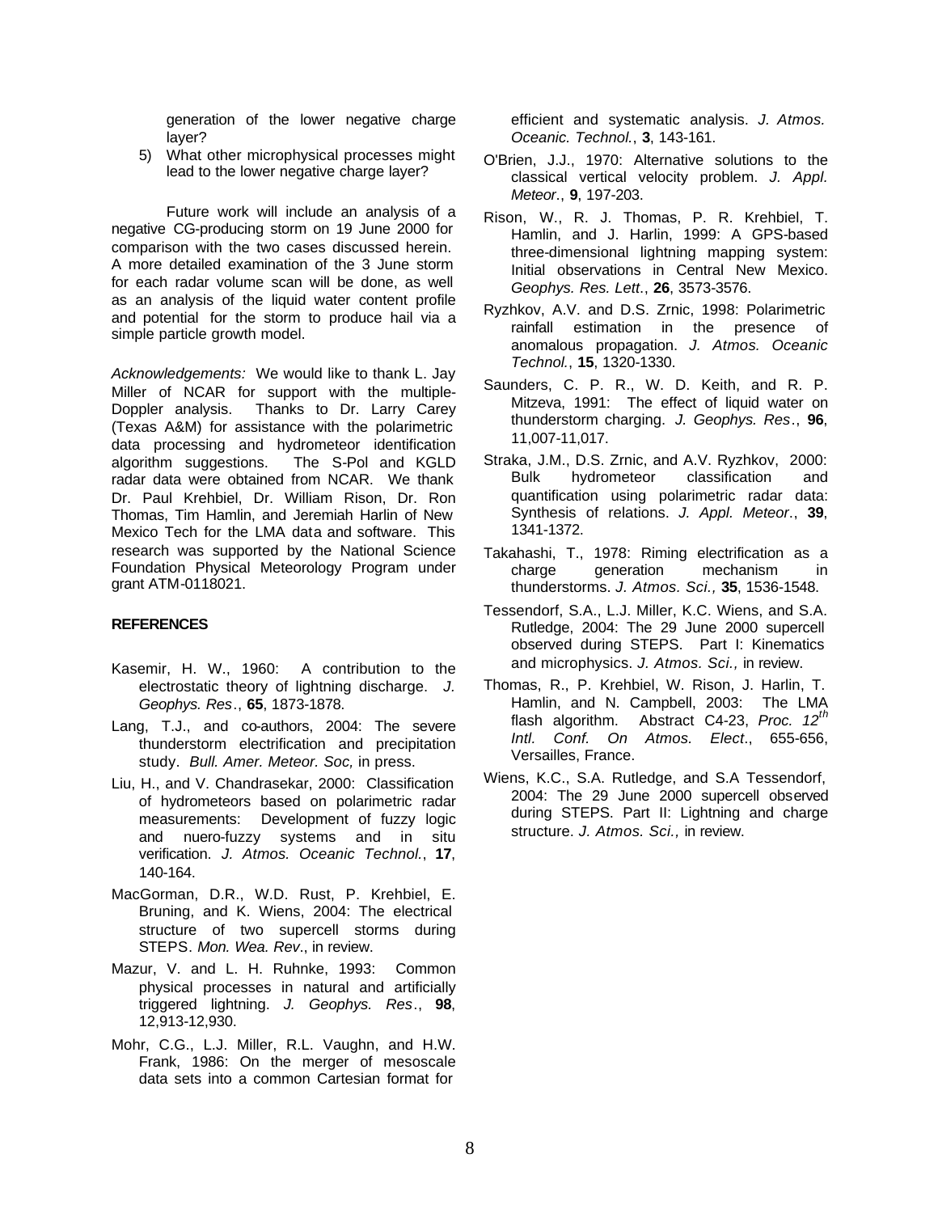generation of the lower negative charge layer?

5) What other microphysical processes might lead to the lower negative charge layer?

Future work will include an analysis of a negative CG-producing storm on 19 June 2000 for comparison with the two cases discussed herein. A more detailed examination of the 3 June storm for each radar volume scan will be done, as well as an analysis of the liquid water content profile and potential for the storm to produce hail via a simple particle growth model.

*Acknowledgements:* We would like to thank L. Jay Miller of NCAR for support with the multiple-Doppler analysis. Thanks to Dr. Larry Carey (Texas A&M) for assistance with the polarimetric data processing and hydrometeor identification algorithm suggestions. The S-Pol and KGLD radar data were obtained from NCAR. We thank Dr. Paul Krehbiel, Dr. William Rison, Dr. Ron Thomas, Tim Hamlin, and Jeremiah Harlin of New Mexico Tech for the LMA data and software. This research was supported by the National Science Foundation Physical Meteorology Program under grant ATM-0118021.

**REFERENCES**

Kasemir, H. W., 1960: A contribution to the electrostatic theory of lightning discharge. *J. Geophys. Res*., **65**, 1873-1878.

Lang, T.J., and co-authors, 2004: The severe thunderstorm electrification and precipitation study. *Bull. Amer. Meteor. Soc,* in press.

Liu, H., and V. Chandrasekar, 2000: Classification of hydrometeors based on polarimetric radar measurements: Development of fuzzy logic and nuero-fuzzy systems and in situ verification. *J. Atmos. Oceanic Technol.*, **17**, 140-164.

MacGorman, D.R., W.D. Rust, P. Krehbiel, E. Bruning, and K. Wiens, 2004: The electrical structure of two supercell storms during STEPS. *Mon. Wea. Rev*., in review.

Mazur, V. and L. H. Ruhnke, 1993: Common physical processes in natural and artificially triggered lightning. *J. Geophys. Res*., **98**, 12,913-12,930.

Mohr, C.G., L.J. Miller, R.L. Vaughn, and H.W. Frank, 1986: On the merger of mesoscale data sets into a common Cartesian format for efficient and systematic analysis. *J. Atmos. Oceanic. Technol.*, **3**, 143-161.

O'Brien, J.J., 1970: Alternative solutions to the classical vertical velocity problem. *J. Appl. Meteor.*, **9**, 197-203.

Rison, W., R. J. Thomas, P. R. Krehbiel, T. Hamlin, and J. Harlin, 1999: A GPS-based three-dimensional lightning mapping system: Initial observations in Central New Mexico. *Geophys. Res. Lett.*, **26**, 3573-3576.

Ryzhkov, A.V. and D.S. Zrnic, 1998: Polarimetric rainfall estimation in the presence of anomalous propagation. *J. Atmos. Oceanic Technol.*, **15**, 1320-1330.

Saunders, C. P. R., W. D. Keith, and R. P. Mitzeva, 1991: The effect of liquid water on thunderstorm charging. *J. Geophys. Res*., **96**, 11,007-11,017.

Straka, J.M., D.S. Zrnic, and A.V. Ryzhkov, 2000: Bulk hydrometeor classification and quantification using polarimetric radar data: Synthesis of relations. *J. Appl. Meteor*., **39**, 1341-1372.

Takahashi, T., 1978: Riming electrification as a charge generation mechanism in thunderstorms. *J. Atmos. Sci.,* **35**, 1536-1548.

Tessendorf, S.A., L.J. Miller, K.C. Wiens, and S.A. Rutledge, 2004: The 29 June 2000 supercell observed during STEPS. Part I: Kinematics and microphysics. *J. Atmos. Sci.,* in review.

Thomas, R., P. Krehbiel, W. Rison, J. Harlin, T. Hamlin, and N. Campbell, 2003: The LMA flash algorithm. Abstract C4-23, *Proc. 12th Intl. Conf. On Atmos. Elect*., 655-656, Versailles, France.

Wiens, K.C., S.A. Rutledge, and S.A Tessendorf, 2004: The 29 June 2000 supercell observed during STEPS. Part II: Lightning and charge structure. *J. Atmos. Sci.,* in review.